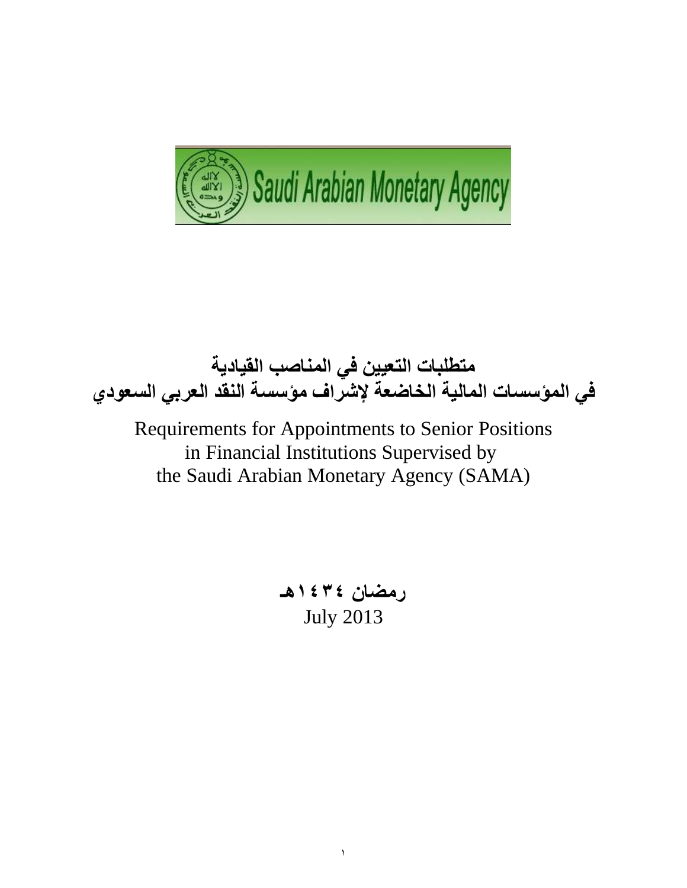Saudi Arabian Monetary Agency

# متطلبات التعيين في المناصب القيادية
# في المؤسسات المالية الخاضعة لإشراف مؤسسة النقد العربي السعودي

Requirements for Appointments to Senior Positions
in Financial Institutions Supervised by
the Saudi Arabian Monetary Agency (SAMA)

**رمضان ١٤٣٤هـ**

July 2013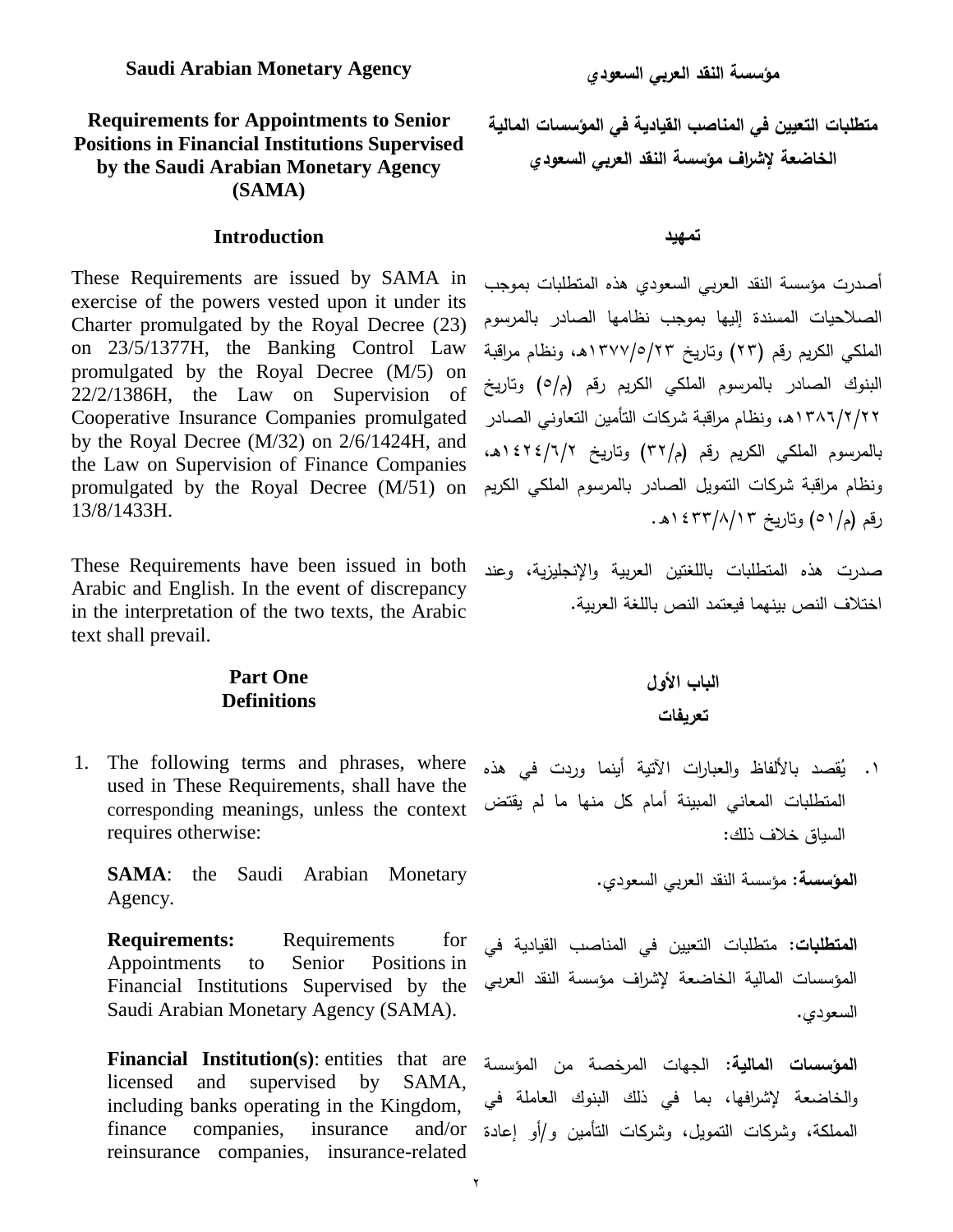**Saudi Arabian Monetary Agency**

**مؤسسة النقد العربي السعودي**

# Requirements for Appointments to Senior Positions in Financial Institutions Supervised by the Saudi Arabian Monetary Agency (SAMA)

# متطلبات التعيين في المناصب القيادية في المؤسسات المالية الخاضعة لإشراف مؤسسة النقد العربي السعودي

## Introduction

These Requirements are issued by SAMA in exercise of the powers vested upon it under its Charter promulgated by the Royal Decree (23) on 23/5/1377H, the Banking Control Law promulgated by the Royal Decree (M/5) on 22/2/1386H, the Law on Supervision of Cooperative Insurance Companies promulgated by the Royal Decree (M/32) on 2/6/1424H, and the Law on Supervision of Finance Companies promulgated by the Royal Decree (M/51) on 13/8/1433H.

These Requirements have been issued in both Arabic and English. In the event of discrepancy in the interpretation of the two texts, the Arabic text shall prevail.

## تمهيد

أصدرت مؤسسة النقد العربي السعودي هذه المتطلبات بموجب الصلاحيات المسندة إليها بموجب نظامها الصادر بالمرسوم الملكي الكريم رقم (٢٣) وتاريخ ١٣٧٧/٥/٢٣هـ، ونظام مراقبة البنوك الصادر بالمرسوم الملكي الكريم رقم (م/٥) وتاريخ ١٣٨٦/٢/٢٢هـ، ونظام مراقبة شركات التأمين التعاوني الصادر بالمرسوم الملكي الكريم رقم (م/٣٢) وتاريخ ١٤٢٤/٦/٢هـ، ونظام مراقبة شركات التمويل الصادر بالمرسوم الملكي الكريم رقم (م/٥١) وتاريخ ١٤٣٣/٨/١٣هـ.

صدرت هذه المتطلبات باللغتين العربية والإنجليزية، وعند اختلاف النص بينهما فيعتمد النص باللغة العربية.

## Part One
## Definitions

1. The following terms and phrases, where used in These Requirements, shall have the corresponding meanings, unless the context requires otherwise:

   **SAMA**: the Saudi Arabian Monetary Agency.

   **Requirements:** Requirements for Appointments to Senior Positions in Financial Institutions Supervised by the Saudi Arabian Monetary Agency (SAMA).

   **Financial Institution(s)**: entities that are licensed and supervised by SAMA, including banks operating in the Kingdom, finance companies, insurance and/or reinsurance companies, insurance-related

## الباب الأول
## تعريفات

١. يُقصد بالألفاظ والعبارات الآتية أينما وردت في هذه المتطلبات المعاني المبينة أمام كل منها ما لم يقتض السياق خلاف ذلك:

   **المؤسسة:** مؤسسة النقد العربي السعودي.

   **المتطلبات:** متطلبات التعيين في المناصب القيادية في المؤسسات المالية الخاضعة لإشراف مؤسسة النقد العربي السعودي.

   **المؤسسات المالية:** الجهات المرخصة من المؤسسة والخاضعة لإشرافها، بما في ذلك البنوك العاملة في المملكة، وشركات التمويل، وشركات التأمين و/أو إعادة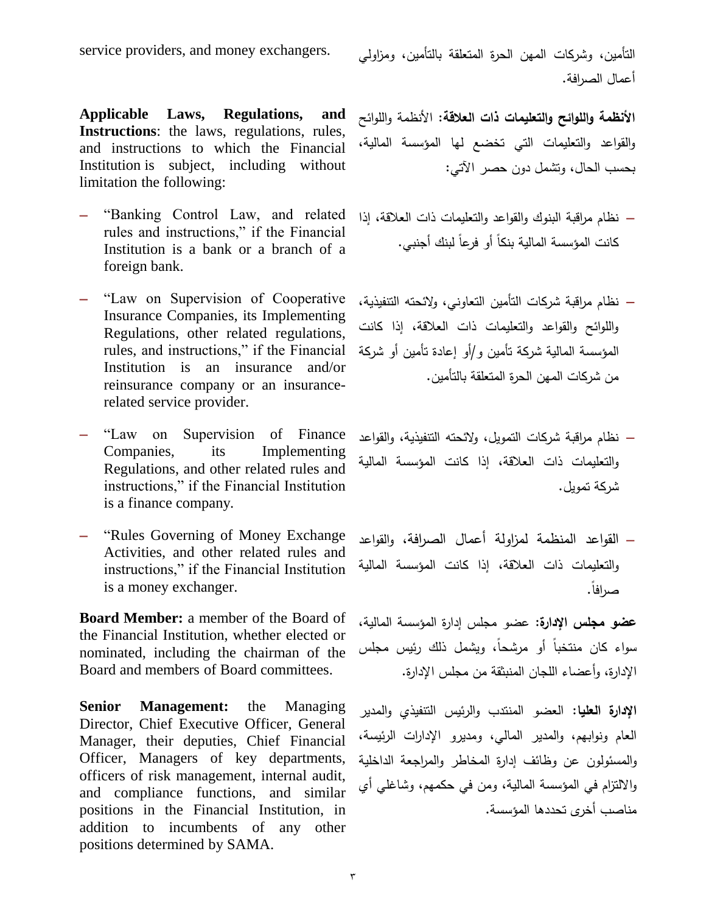service providers, and money exchangers.

التأمين، وشركات المهن الحرة المتعلقة بالتأمين، ومزاولي أعمال الصرافة.

**Applicable Laws, Regulations, and Instructions**: the laws, regulations, rules, and instructions to which the Financial Institution is subject, including without limitation the following:

- "Banking Control Law, and related rules and instructions," if the Financial Institution is a bank or a branch of a foreign bank.
- "Law on Supervision of Cooperative Insurance Companies, its Implementing Regulations, other related regulations, rules, and instructions," if the Financial Institution is an insurance and/or reinsurance company or an insurance-related service provider.
- "Law on Supervision of Finance Companies, its Implementing Regulations, and other related rules and instructions," if the Financial Institution is a finance company.
- "Rules Governing of Money Exchange Activities, and other related rules and instructions," if the Financial Institution is a money exchanger.

**الأنظمة واللوائح والتعليمات ذات العلاقة:** الأنظمة واللوائح والقواعد والتعليمات التي تخضع لها المؤسسة المالية، بحسب الحال، وتشمل دون حصر الآتي:

- نظام مراقبة البنوك والقواعد والتعليمات ذات العلاقة، إذا كانت المؤسسة المالية بنكاً أو فرعاً لبنك أجنبي.
- نظام مراقبة شركات التأمين التعاوني، ولائحته التنفيذية، واللوائح والقواعد والتعليمات ذات العلاقة، إذا كانت المؤسسة المالية شركة تأمين و/أو إعادة تأمين أو شركة من شركات المهن الحرة المتعلقة بالتأمين.
- نظام مراقبة شركات التمويل، ولائحته التنفيذية، والقواعد والتعليمات ذات العلاقة، إذا كانت المؤسسة المالية شركة تمويل.
- القواعد المنظمة لمزاولة أعمال الصرافة، والقواعد والتعليمات ذات العلاقة، إذا كانت المؤسسة المالية صرافاً.

**Board Member:** a member of the Board of the Financial Institution, whether elected or nominated, including the chairman of the Board and members of Board committees.

**عضو مجلس الإدارة:** عضو مجلس إدارة المؤسسة المالية، سواء كان منتخباً أو مرشحاً، ويشمل ذلك رئيس مجلس الإدارة، وأعضاء اللجان المنبثقة من مجلس الإدارة.

**Senior Management:** the Managing Director, Chief Executive Officer, General Manager, their deputies, Chief Financial Officer, Managers of key departments, officers of risk management, internal audit, and compliance functions, and similar positions in the Financial Institution, in addition to incumbents of any other positions determined by SAMA.

**الإدارة العليا:** العضو المنتدب والرئيس التنفيذي والمدير العام ونوابهم، والمدير المالي، ومديرو الإدارات الرئيسة، والمسئولون عن وظائف إدارة المخاطر والمراجعة الداخلية والالتزام في المؤسسة المالية، ومن في حكمهم، وشاغلي أي مناصب أخرى تحددها المؤسسة.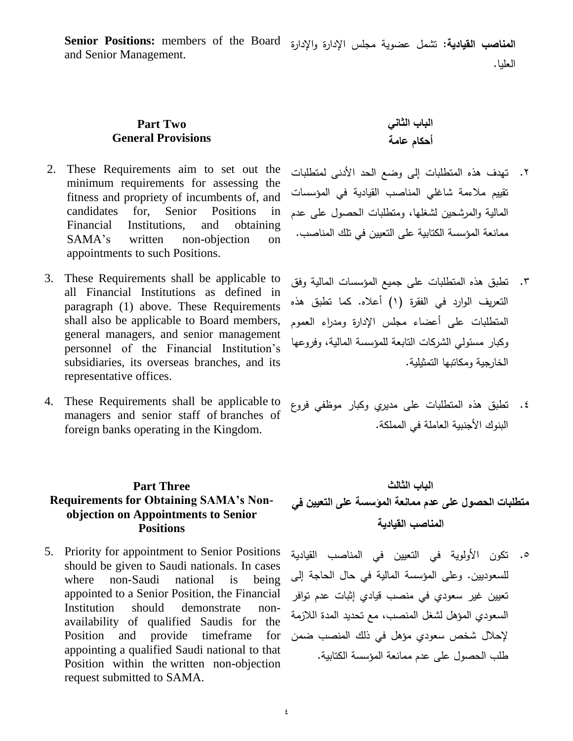**Senior Positions:** members of the Board and Senior Management.

**المناصب القيادية:** تشمل عضوية مجلس الإدارة والإدارة العليا.

## Part Two
## General Provisions

## الباب الثاني
## أحكام عامة

2. These Requirements aim to set out the minimum requirements for assessing the fitness and propriety of incumbents of, and candidates for, Senior Positions in Financial Institutions, and obtaining SAMA's written non-objection on appointments to such Positions.

٢. تهدف هذه المتطلبات إلى وضع الحد الأدنى لمتطلبات تقييم ملاءمة شاغلي المناصب القيادية في المؤسسات المالية والمرشحين لشغلها، ومتطلبات الحصول على عدم ممانعة المؤسسة الكتابية على التعيين في تلك المناصب.

3. These Requirements shall be applicable to all Financial Institutions as defined in paragraph (1) above. These Requirements shall also be applicable to Board members, general managers, and senior management personnel of the Financial Institution's subsidiaries, its overseas branches, and its representative offices.

٣. تطبق هذه المتطلبات على جميع المؤسسات المالية وفق التعريف الوارد في الفقرة (١) أعلاه. كما تطبق هذه المتطلبات على أعضاء مجلس الإدارة ومدراء العموم وكبار مسئولي الشركات التابعة للمؤسسة المالية، وفروعها الخارجية ومكاتبها التمثيلية.

4. These Requirements shall be applicable to managers and senior staff of branches of foreign banks operating in the Kingdom.

٤. تطبق هذه المتطلبات على مديري وكبار موظفي فروع البنوك الأجنبية العاملة في المملكة.

## Part Three
## Requirements for Obtaining SAMA's Non-objection on Appointments to Senior Positions

## الباب الثالث
## متطلبات الحصول على عدم ممانعة المؤسسة على التعيين في المناصب القيادية

5. Priority for appointment to Senior Positions should be given to Saudi nationals. In cases where non-Saudi national is being appointed to a Senior Position, the Financial Institution should demonstrate non-availability of qualified Saudis for the Position and provide timeframe for appointing a qualified Saudi national to that Position within the written non-objection request submitted to SAMA.

٥. تكون الأولوية في التعيين في المناصب القيادية للسعوديين. وعلى المؤسسة المالية في حال الحاجة إلى تعيين غير سعودي في منصب قيادي إثبات عدم توافر السعودي المؤهل لشغل المنصب، مع تحديد المدة اللازمة لإحلال شخص سعودي مؤهل في ذلك المنصب ضمن طلب الحصول على عدم ممانعة المؤسسة الكتابية.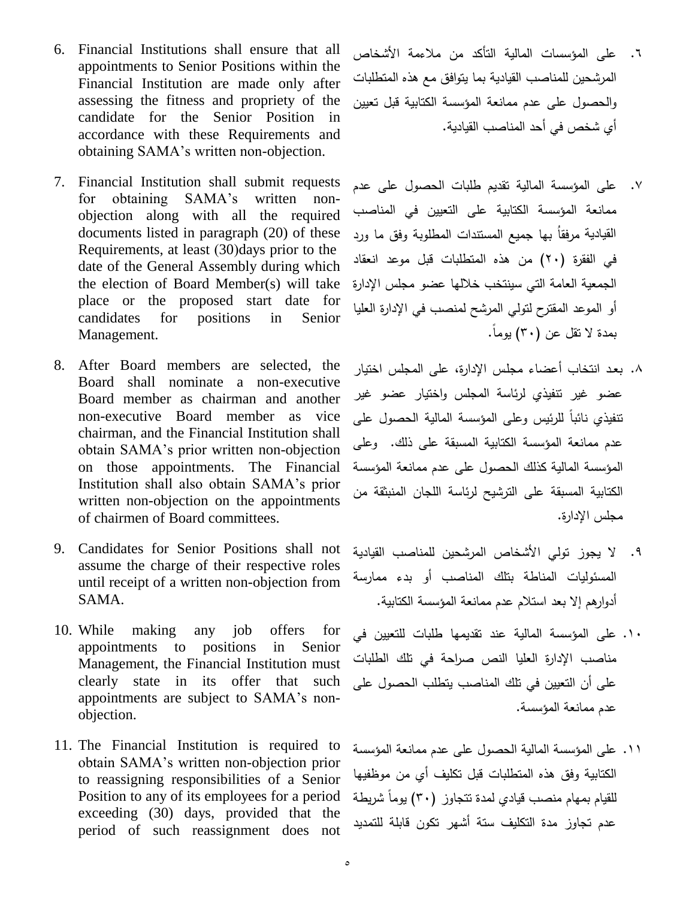6. Financial Institutions shall ensure that all appointments to Senior Positions within the Financial Institution are made only after assessing the fitness and propriety of the candidate for the Senior Position in accordance with these Requirements and obtaining SAMA's written non-objection.

٦. على المؤسسات المالية التأكد من ملاءمة الأشخاص المرشحين للمناصب القيادية بما يتوافق مع هذه المتطلبات والحصول على عدم ممانعة المؤسسة الكتابية قبل تعيين أي شخص في أحد المناصب القيادية.

7. Financial Institution shall submit requests for obtaining SAMA's written non-objection along with all the required documents listed in paragraph (20) of these Requirements, at least (30)days prior to the date of the General Assembly during which the election of Board Member(s) will take place or the proposed start date for candidates for positions in Senior Management.

٧. على المؤسسة المالية تقديم طلبات الحصول على عدم ممانعة المؤسسة الكتابية على التعيين في المناصب القيادية مرفقاً بها جميع المستندات المطلوبة وفق ما ورد في الفقرة (٢٠) من هذه المتطلبات قبل موعد انعقاد الجمعية العامة التي سينتخب خلالها عضو مجلس الإدارة أو الموعد المقترح لتولي المرشح لمنصب في الإدارة العليا بمدة لا تقل عن (٣٠) يوماً.

8. After Board members are selected, the Board shall nominate a non-executive Board member as chairman and another non-executive Board member as vice chairman, and the Financial Institution shall obtain SAMA's prior written non-objection on those appointments. The Financial Institution shall also obtain SAMA's prior written non-objection on the appointments of chairmen of Board committees.

٨. بعد انتخاب أعضاء مجلس الإدارة، على المجلس اختيار عضو غير تنفيذي لرئاسة المجلس واختيار عضو غير تنفيذي نائباً للرئيس وعلى المؤسسة المالية الحصول على عدم ممانعة المؤسسة الكتابية المسبقة على ذلك. وعلى المؤسسة المالية كذلك الحصول على عدم ممانعة المؤسسة الكتابية المسبقة على الترشيح لرئاسة اللجان المنبثقة من مجلس الإدارة.

9. Candidates for Senior Positions shall not assume the charge of their respective roles until receipt of a written non-objection from SAMA.

٩. لا يجوز تولي الأشخاص المرشحين للمناصب القيادية المسئوليات المناطة بتلك المناصب أو بدء ممارسة أدوارهم إلا بعد استلام عدم ممانعة المؤسسة الكتابية.

10. While making any job offers for appointments to positions in Senior Management, the Financial Institution must clearly state in its offer that such appointments are subject to SAMA's non-objection.

١٠. على المؤسسة المالية عند تقديمها طلبات للتعيين في مناصب الإدارة العليا النص صراحة في تلك الطلبات على أن التعيين في تلك المناصب يتطلب الحصول على عدم ممانعة المؤسسة.

11. The Financial Institution is required to obtain SAMA's written non-objection prior to reassigning responsibilities of a Senior Position to any of its employees for a period exceeding (30) days, provided that the period of such reassignment does not

١١. على المؤسسة المالية الحصول على عدم ممانعة المؤسسة الكتابية وفق هذه المتطلبات قبل تكليف أي من موظفيها للقيام بمهام منصب قيادي لمدة تتجاوز (٣٠) يوماً شريطة عدم تجاوز مدة التكليف ستة أشهر تكون قابلة للتمديد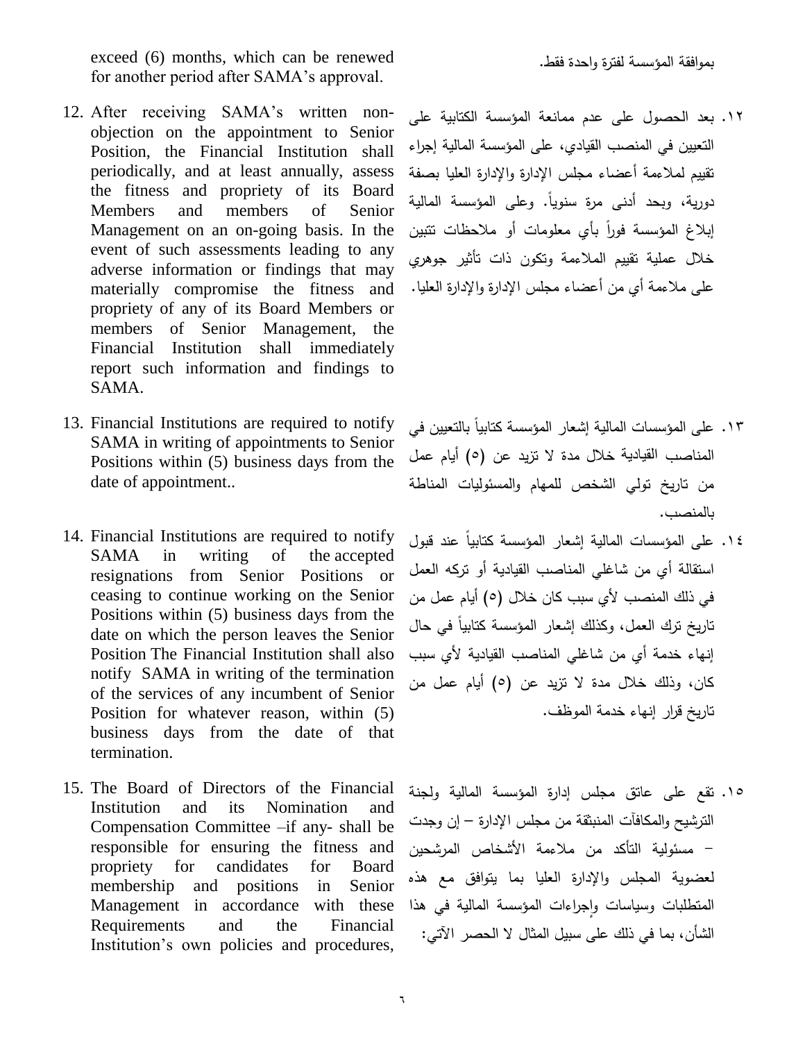exceed (6) months, which can be renewed for another period after SAMA's approval.

بموافقة المؤسسة لفترة واحدة فقط.

12. After receiving SAMA's written non-objection on the appointment to Senior Position, the Financial Institution shall periodically, and at least annually, assess the fitness and propriety of its Board Members and members of Senior Management on an on-going basis. In the event of such assessments leading to any adverse information or findings that may materially compromise the fitness and propriety of any of its Board Members or members of Senior Management, the Financial Institution shall immediately report such information and findings to SAMA.

١٢. بعد الحصول على عدم ممانعة المؤسسة الكتابية على التعيين في المنصب القيادي، على المؤسسة المالية إجراء تقييم لملاءمة أعضاء مجلس الإدارة والإدارة العليا بصفة دورية، وبحد أدنى مرة سنوياً. وعلى المؤسسة المالية إبلاغ المؤسسة فوراً بأي معلومات أو ملاحظات تتبين خلال عملية تقييم الملاءمة وتكون ذات تأثير جوهري على ملاءمة أي من أعضاء مجلس الإدارة والإدارة العليا.

13. Financial Institutions are required to notify SAMA in writing of appointments to Senior Positions within (5) business days from the date of appointment..

١٣. على المؤسسات المالية إشعار المؤسسة كتابياً بالتعيين في المناصب القيادية خلال مدة لا تزيد عن (٥) أيام عمل من تاريخ تولي الشخص للمهام والمسئوليات المناطة بالمنصب.

14. Financial Institutions are required to notify SAMA in writing of the accepted resignations from Senior Positions or ceasing to continue working on the Senior Positions within (5) business days from the date on which the person leaves the Senior Position The Financial Institution shall also notify SAMA in writing of the termination of the services of any incumbent of Senior Position for whatever reason, within (5) business days from the date of that termination.

١٤. على المؤسسات المالية إشعار المؤسسة كتابياً عند قبول استقالة أي من شاغلي المناصب القيادية أو تركه العمل في ذلك المنصب لأي سبب كان خلال (٥) أيام عمل من تاريخ ترك العمل، وكذلك إشعار المؤسسة كتابياً في حال إنهاء خدمة أي من شاغلي المناصب القيادية لأي سبب كان، وذلك خلال مدة لا تزيد عن (٥) أيام عمل من تاريخ قرار إنهاء خدمة الموظف.

15. The Board of Directors of the Financial Institution and its Nomination and Compensation Committee –if any- shall be responsible for ensuring the fitness and propriety for candidates for Board membership and positions in Senior Management in accordance with these Requirements and the Financial Institution's own policies and procedures,

١٥. تقع على عاتق مجلس إدارة المؤسسة المالية ولجنة الترشيح والمكافآت المنبثقة من مجلس الإدارة – إن وجدت – مسئولية التأكد من ملاءمة الأشخاص المرشحين لعضوية المجلس والإدارة العليا بما يتوافق مع هذه المتطلبات وسياسات وإجراءات المؤسسة المالية في هذا الشأن، بما في ذلك على سبيل المثال لا الحصر الآتي: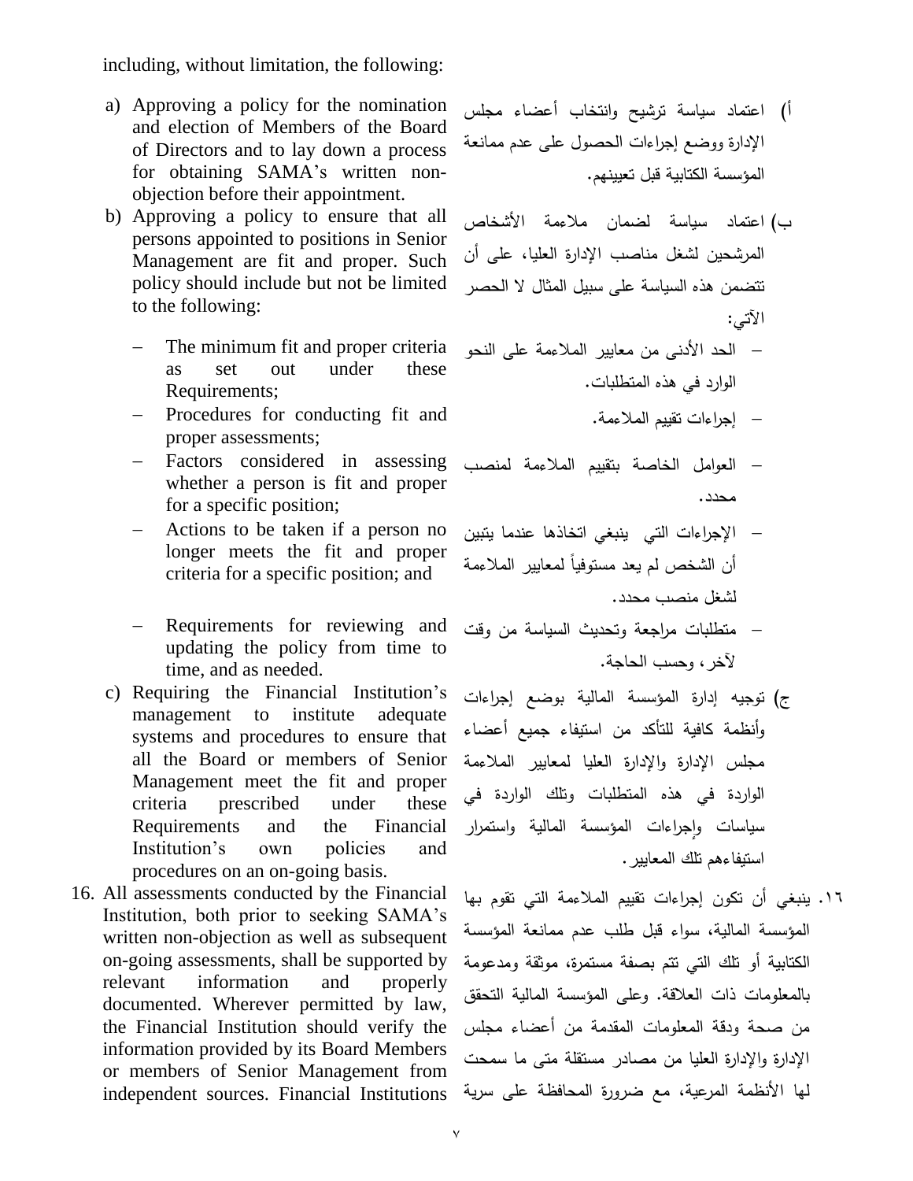including, without limitation, the following:

a) Approving a policy for the nomination and election of Members of the Board of Directors and to lay down a process for obtaining SAMA's written non-objection before their appointment.
b) Approving a policy to ensure that all persons appointed to positions in Senior Management are fit and proper. Such policy should include but not be limited to the following:
   - The minimum fit and proper criteria as set out under these Requirements;
   - Procedures for conducting fit and proper assessments;
   - Factors considered in assessing whether a person is fit and proper for a specific position;
   - Actions to be taken if a person no longer meets the fit and proper criteria for a specific position; and
   - Requirements for reviewing and updating the policy from time to time, and as needed.
c) Requiring the Financial Institution's management to institute adequate systems and procedures to ensure that all the Board or members of Senior Management meet the fit and proper criteria prescribed under these Requirements and the Financial Institution's own policies and procedures on an on-going basis.

16. All assessments conducted by the Financial Institution, both prior to seeking SAMA's written non-objection as well as subsequent on-going assessments, shall be supported by relevant information and properly documented. Wherever permitted by law, the Financial Institution should verify the information provided by its Board Members or members of Senior Management from independent sources. Financial Institutions

أ) اعتماد سياسة ترشيح وانتخاب أعضاء مجلس الإدارة ووضع إجراءات الحصول على عدم ممانعة المؤسسة الكتابية قبل تعيينهم.

ب) اعتماد سياسة لضمان ملاءمة الأشخاص المرشحين لشغل مناصب الإدارة العليا، على أن تتضمن هذه السياسة على سبيل المثال لا الحصر الآتي:

- الحد الأدنى من معايير الملاءمة على النحو الوارد في هذه المتطلبات.
- إجراءات تقييم الملاءمة.
- العوامل الخاصة بتقييم الملاءمة لمنصب محدد.
- الإجراءات التي ينبغي اتخاذها عندما يتبين أن الشخص لم يعد مستوفياً لمعايير الملاءمة لشغل منصب محدد.
- متطلبات مراجعة وتحديث السياسة من وقت لآخر، وحسب الحاجة.

ج) توجيه إدارة المؤسسة المالية بوضع إجراءات وأنظمة كافية للتأكد من استيفاء جميع أعضاء مجلس الإدارة والإدارة العليا لمعايير الملاءمة الواردة في هذه المتطلبات وتلك الواردة في سياسات وإجراءات المؤسسة المالية واستمرار استيفاءهم تلك المعايير.

١٦. ينبغي أن تكون إجراءات تقييم الملاءمة التي تقوم بها المؤسسة المالية، سواء قبل طلب عدم ممانعة المؤسسة الكتابية أو تلك التي تتم بصفة مستمرة، موثقة ومدعومة بالمعلومات ذات العلاقة. وعلى المؤسسة المالية التحقق من صحة ودقة المعلومات المقدمة من أعضاء مجلس الإدارة والإدارة العليا من مصادر مستقلة متى ما سمحت لها الأنظمة المرعية، مع ضرورة المحافظة على سرية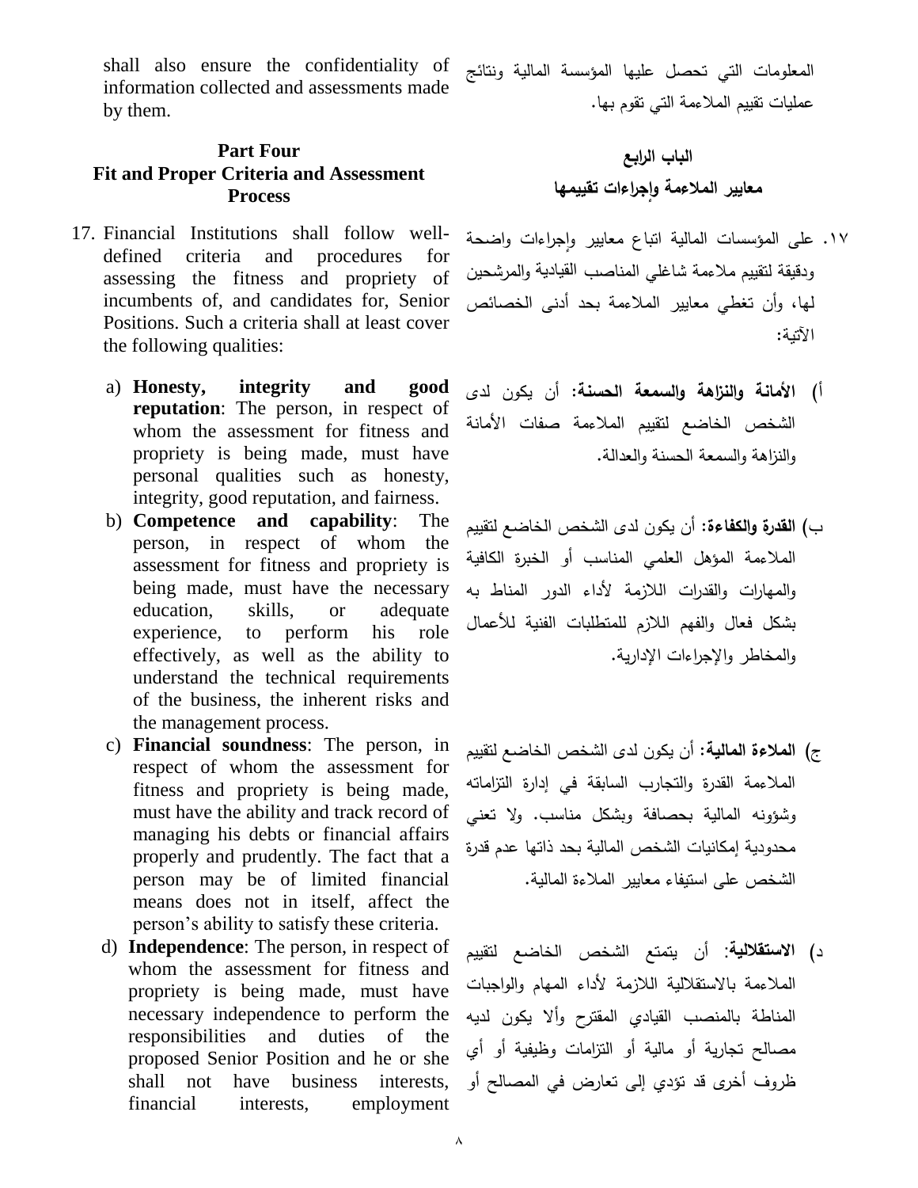shall also ensure the confidentiality of information collected and assessments made by them.

المعلومات التي تحصل عليها المؤسسة المالية ونتائج عمليات تقييم الملاءمة التي تقوم بها.

## Part Four
## Fit and Proper Criteria and Assessment Process

## الباب الرابع
## معايير الملاءمة وإجراءات تقييمها

17. Financial Institutions shall follow well-defined criteria and procedures for assessing the fitness and propriety of incumbents of, and candidates for, Senior Positions. Such a criteria shall at least cover the following qualities:

   a) **Honesty, integrity and good reputation**: The person, in respect of whom the assessment for fitness and propriety is being made, must have personal qualities such as honesty, integrity, good reputation, and fairness.

   b) **Competence and capability**: The person, in respect of whom the assessment for fitness and propriety is being made, must have the necessary education, skills, or adequate experience, to perform his role effectively, as well as the ability to understand the technical requirements of the business, the inherent risks and the management process.

   c) **Financial soundness**: The person, in respect of whom the assessment for fitness and propriety is being made, must have the ability and track record of managing his debts or financial affairs properly and prudently. The fact that a person may be of limited financial means does not in itself, affect the person's ability to satisfy these criteria.

   d) **Independence**: The person, in respect of whom the assessment for fitness and propriety is being made, must have necessary independence to perform the responsibilities and duties of the proposed Senior Position and he or she shall not have business interests, financial interests, employment

١٧. على المؤسسات المالية اتباع معايير وإجراءات واضحة ودقيقة لتقييم ملاءمة شاغلي المناصب القيادية والمرشحين لها، وأن تغطي معايير الملاءمة بحد أدنى الخصائص الآتية:

   أ) **الأمانة والنزاهة والسمعة الحسنة:** أن يكون لدى الشخص الخاضع لتقييم الملاءمة صفات الأمانة والنزاهة والسمعة الحسنة والعدالة.

   ب) **القدرة والكفاءة:** أن يكون لدى الشخص الخاضع لتقييم الملاءمة المؤهل العلمي المناسب أو الخبرة الكافية والمهارات والقدرات اللازمة لأداء الدور المناط به بشكل فعال والفهم اللازم للمتطلبات الفنية للأعمال والمخاطر والإجراءات الإدارية.

   ج) **الملاءة المالية:** أن يكون لدى الشخص الخاضع لتقييم الملاءمة القدرة والتجارب السابقة في إدارة التزاماته وشؤونه المالية بحصافة وبشكل مناسب. ولا تعني محدودية إمكانيات الشخص المالية بحد ذاتها عدم قدرة الشخص على استيفاء معايير الملاءة المالية.

   د) **الاستقلالية**: أن يتمتع الشخص الخاضع لتقييم الملاءمة بالاستقلالية اللازمة لأداء المهام والواجبات المناطة بالمنصب القيادي المقترح وألا يكون لديه مصالح تجارية أو مالية أو التزامات وظيفية أو أي ظروف أخرى قد تؤدي إلى تعارض في المصالح أو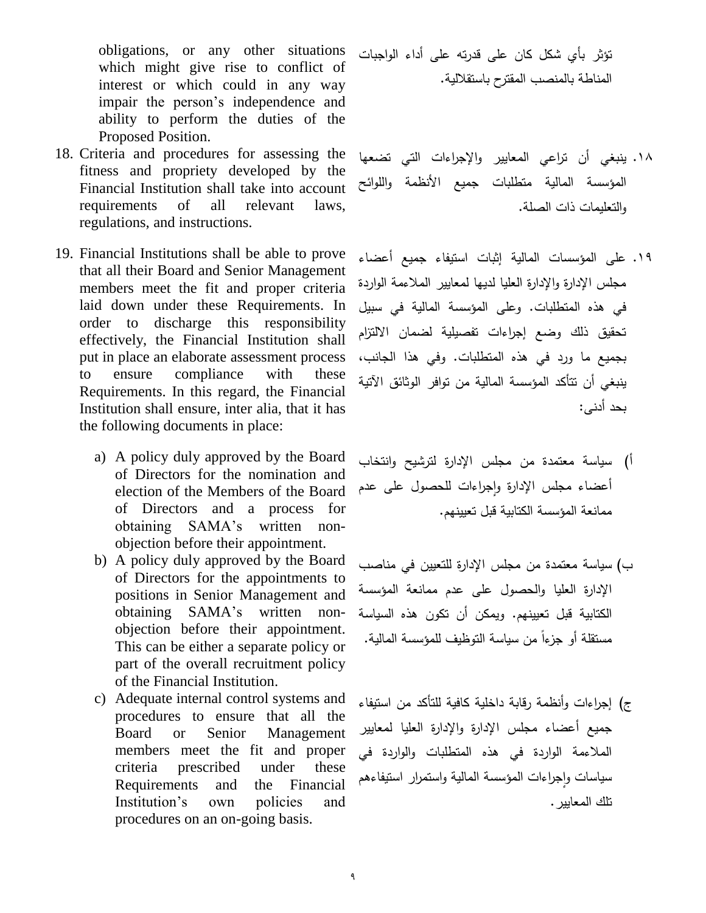obligations, or any other situations which might give rise to conflict of interest or which could in any way impair the person's independence and ability to perform the duties of the Proposed Position.

تؤثر بأي شكل كان على قدرته على أداء الواجبات المناطة بالمنصب المقترح باستقلالية.

18. Criteria and procedures for assessing the fitness and propriety developed by the Financial Institution shall take into account requirements of all relevant laws, regulations, and instructions.

١٨. ينبغي أن تراعي المعايير والإجراءات التي تضعها المؤسسة المالية متطلبات جميع الأنظمة واللوائح والتعليمات ذات الصلة.

19. Financial Institutions shall be able to prove that all their Board and Senior Management members meet the fit and proper criteria laid down under these Requirements. In order to discharge this responsibility effectively, the Financial Institution shall put in place an elaborate assessment process to ensure compliance with these Requirements. In this regard, the Financial Institution shall ensure, inter alia, that it has the following documents in place:

١٩. على المؤسسات المالية إثبات استيفاء جميع أعضاء مجلس الإدارة والإدارة العليا لديها لمعايير الملاءمة الواردة في هذه المتطلبات. وعلى المؤسسة المالية في سبيل تحقيق ذلك وضع إجراءات تفصيلية لضمان الالتزام بجميع ما ورد في هذه المتطلبات. وفي هذا الجانب، ينبغي أن تتأكد المؤسسة المالية من توافر الوثائق الآتية بحد أدنى:

a) A policy duly approved by the Board of Directors for the nomination and election of the Members of the Board of Directors and a process for obtaining SAMA's written non-objection before their appointment.

أ) سياسة معتمدة من مجلس الإدارة لترشيح وانتخاب أعضاء مجلس الإدارة وإجراءات للحصول على عدم ممانعة المؤسسة الكتابية قبل تعيينهم.

b) A policy duly approved by the Board of Directors for the appointments to positions in Senior Management and obtaining SAMA's written non-objection before their appointment. This can be either a separate policy or part of the overall recruitment policy of the Financial Institution.

ب) سياسة معتمدة من مجلس الإدارة للتعيين في مناصب الإدارة العليا والحصول على عدم ممانعة المؤسسة الكتابية قبل تعيينهم. ويمكن أن تكون هذه السياسة مستقلة أو جزءاً من سياسة التوظيف للمؤسسة المالية.

c) Adequate internal control systems and procedures to ensure that all the Board or Senior Management members meet the fit and proper criteria prescribed under these Requirements and the Financial Institution's own policies and procedures on an on-going basis.

ج) إجراءات وأنظمة رقابة داخلية كافية للتأكد من استيفاء جميع أعضاء مجلس الإدارة والإدارة العليا لمعايير الملاءمة الواردة في هذه المتطلبات والواردة في سياسات وإجراءات المؤسسة المالية واستمرار استيفاءهم تلك المعايير.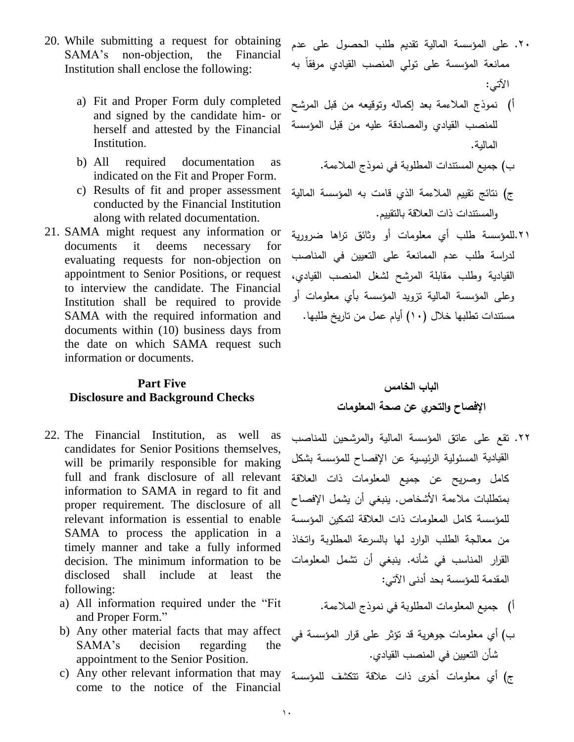20. While submitting a request for obtaining SAMA's non-objection, the Financial Institution shall enclose the following:

    a) Fit and Proper Form duly completed and signed by the candidate him- or herself and attested by the Financial Institution.
    b) All required documentation as indicated on the Fit and Proper Form.
    c) Results of fit and proper assessment conducted by the Financial Institution along with related documentation.

21. SAMA might request any information or documents it deems necessary for evaluating requests for non-objection on appointment to Senior Positions, or request to interview the candidate. The Financial Institution shall be required to provide SAMA with the required information and documents within (10) business days from the date on which SAMA request such information or documents.

٢٠. على المؤسسة المالية تقديم طلب الحصول على عدم ممانعة المؤسسة على تولي المنصب القيادي مرفقاً به الآتي:

أ) نموذج الملاءمة بعد إكماله وتوقيعه من قبل المرشح للمنصب القيادي والمصادقة عليه من قبل المؤسسة المالية.

ب) جميع المستندات المطلوبة في نموذج الملاءمة.

ج) نتائج تقييم الملاءمة الذي قامت به المؤسسة المالية والمستندات ذات العلاقة بالتقييم.

٢١.للمؤسسة طلب أي معلومات أو وثائق تراها ضرورية لدراسة طلب عدم الممانعة على التعيين في المناصب القيادية وطلب مقابلة المرشح لشغل المنصب القيادي، وعلى المؤسسة المالية تزويد المؤسسة بأي معلومات أو مستندات تطلبها خلال (١٠) أيام عمل من تاريخ طلبها.

## Part Five
## Disclosure and Background Checks

## الباب الخامس
## الإفصاح والتحري عن صحة المعلومات

22. The Financial Institution, as well as candidates for Senior Positions themselves, will be primarily responsible for making full and frank disclosure of all relevant information to SAMA in regard to fit and proper requirement. The disclosure of all relevant information is essential to enable SAMA to process the application in a timely manner and take a fully informed decision. The minimum information to be disclosed shall include at least the following:

    a) All information required under the "Fit and Proper Form."
    b) Any other material facts that may affect SAMA's decision regarding the appointment to the Senior Position.
    c) Any other relevant information that may come to the notice of the Financial

٢٢. تقع على عاتق المؤسسة المالية والمرشحين للمناصب القيادية المسئولية الرئيسية عن الإفصاح للمؤسسة بشكل كامل وصريح عن جميع المعلومات ذات العلاقة بمتطلبات ملاءمة الأشخاص. ينبغي أن يشمل الإفصاح للمؤسسة كامل المعلومات ذات العلاقة لتمكين المؤسسة من معالجة الطلب الوارد لها بالسرعة المطلوبة واتخاذ القرار المناسب في شأنه. ينبغي أن تشمل المعلومات المقدمة للمؤسسة بحد أدنى الآتي:

أ) جميع المعلومات المطلوبة في نموذج الملاءمة.

ب) أي معلومات جوهرية قد تؤثر على قرار المؤسسة في شأن التعيين في المنصب القيادي.

ج) أي معلومات أخرى ذات علاقة تتكشف للمؤسسة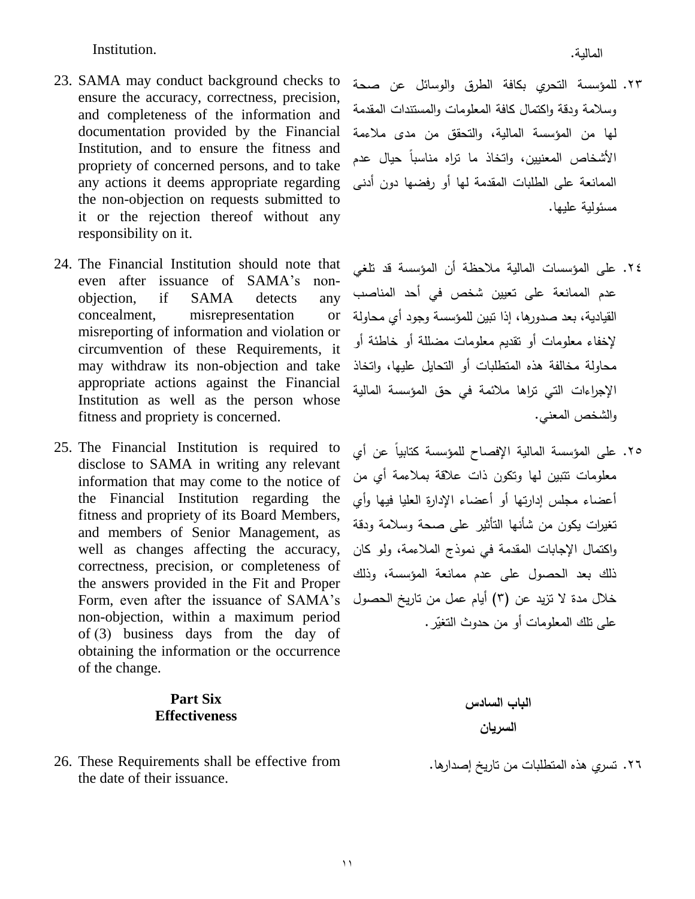Institution.

المالية.

23. SAMA may conduct background checks to ensure the accuracy, correctness, precision, and completeness of the information and documentation provided by the Financial Institution, and to ensure the fitness and propriety of concerned persons, and to take any actions it deems appropriate regarding the non-objection on requests submitted to it or the rejection thereof without any responsibility on it.

٢٣. للمؤسسة التحري بكافة الطرق والوسائل عن صحة وسلامة ودقة واكتمال كافة المعلومات والمستندات المقدمة لها من المؤسسة المالية، والتحقق من مدى ملاءمة الأشخاص المعنيين، واتخاذ ما تراه مناسباً حيال عدم الممانعة على الطلبات المقدمة لها أو رفضها دون أدنى مسئولية عليها.

24. The Financial Institution should note that even after issuance of SAMA's non-objection, if SAMA detects any concealment, misrepresentation or misreporting of information and violation or circumvention of these Requirements, it may withdraw its non-objection and take appropriate actions against the Financial Institution as well as the person whose fitness and propriety is concerned.

٢٤. على المؤسسات المالية ملاحظة أن المؤسسة قد تلغي عدم الممانعة على تعيين شخص في أحد المناصب القيادية، بعد صدورها، إذا تبين للمؤسسة وجود أي محاولة لإخفاء معلومات أو تقديم معلومات مضللة أو خاطئة أو محاولة مخالفة هذه المتطلبات أو التحايل عليها، واتخاذ الإجراءات التي تراها ملائمة في حق المؤسسة المالية والشخص المعني.

25. The Financial Institution is required to disclose to SAMA in writing any relevant information that may come to the notice of the Financial Institution regarding the fitness and propriety of its Board Members, and members of Senior Management, as well as changes affecting the accuracy, correctness, precision, or completeness of the answers provided in the Fit and Proper Form, even after the issuance of SAMA's non-objection, within a maximum period of (3) business days from the day of obtaining the information or the occurrence of the change.

٢٥. على المؤسسة المالية الإفصاح للمؤسسة كتابياً عن أي معلومات تتبين لها وتكون ذات علاقة بملاءمة أي من أعضاء مجلس إدارتها أو أعضاء الإدارة العليا فيها وأي تغيرات يكون من شأنها التأثير على صحة وسلامة ودقة واكتمال الإجابات المقدمة في نموذج الملاءمة، ولو كان ذلك بعد الحصول على عدم ممانعة المؤسسة، وذلك خلال مدة لا تزيد عن (٣) أيام عمل من تاريخ الحصول على تلك المعلومات أو من حدوث التغيّر.

## Part Six
## Effectiveness

## الباب السادس
## السريان

26. These Requirements shall be effective from the date of their issuance.

٢٦. تسري هذه المتطلبات من تاريخ إصدارها.